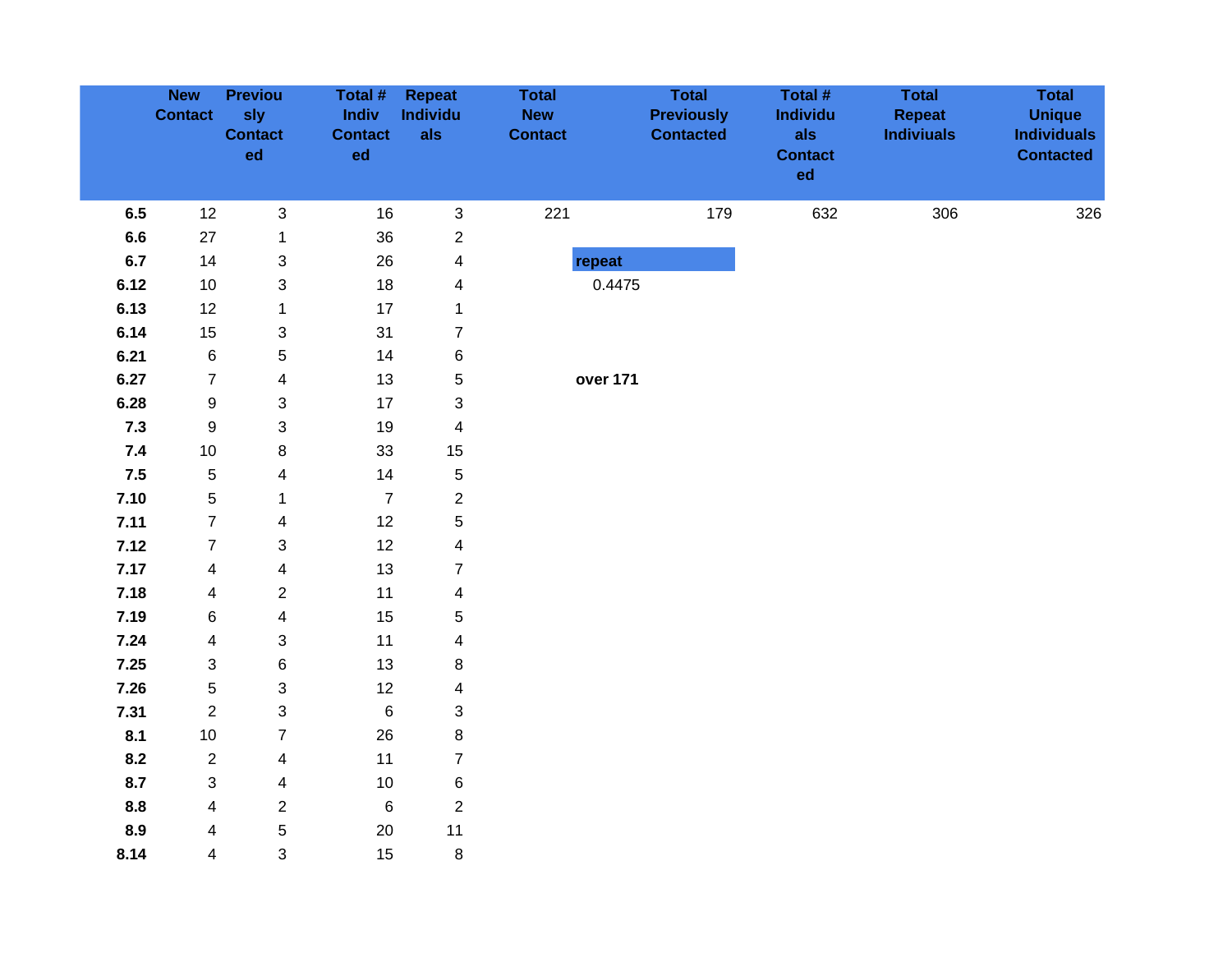| | New Contact | Previously Contacted | Total # Indiv Contacted | Repeat Individuals | Total New Contact | Total Previously Contacted | Total # Individuals Contacted | Total Repeat Indiviuals | Total Unique Individuals Contacted |
|---|---|---|---|---|---|---|---|---|---|
| **6.5** | 12 | 3 | 16 | 3 | 221 | 179 | 632 | 306 | 326 |
| **6.6** | 27 | 1 | 36 | 2 | | | | | |
| **6.7** | 14 | 3 | 26 | 4 | **repeat** | | | | |
| **6.12** | 10 | 3 | 18 | 4 | 0.4475 | | | | |
| **6.13** | 12 | 1 | 17 | 1 | | | | | |
| **6.14** | 15 | 3 | 31 | 7 | | | | | |
| **6.21** | 6 | 5 | 14 | 6 | | | | | |
| **6.27** | 7 | 4 | 13 | 5 | **over 171** | | | | |
| **6.28** | 9 | 3 | 17 | 3 | | | | | |
| **7.3** | 9 | 3 | 19 | 4 | | | | | |
| **7.4** | 10 | 8 | 33 | 15 | | | | | |
| **7.5** | 5 | 4 | 14 | 5 | | | | | |
| **7.10** | 5 | 1 | 7 | 2 | | | | | |
| **7.11** | 7 | 4 | 12 | 5 | | | | | |
| **7.12** | 7 | 3 | 12 | 4 | | | | | |
| **7.17** | 4 | 4 | 13 | 7 | | | | | |
| **7.18** | 4 | 2 | 11 | 4 | | | | | |
| **7.19** | 6 | 4 | 15 | 5 | | | | | |
| **7.24** | 4 | 3 | 11 | 4 | | | | | |
| **7.25** | 3 | 6 | 13 | 8 | | | | | |
| **7.26** | 5 | 3 | 12 | 4 | | | | | |
| **7.31** | 2 | 3 | 6 | 3 | | | | | |
| **8.1** | 10 | 7 | 26 | 8 | | | | | |
| **8.2** | 2 | 4 | 11 | 7 | | | | | |
| **8.7** | 3 | 4 | 10 | 6 | | | | | |
| **8.8** | 4 | 2 | 6 | 2 | | | | | |
| **8.9** | 4 | 5 | 20 | 11 | | | | | |
| **8.14** | 4 | 3 | 15 | 8 | | | | | |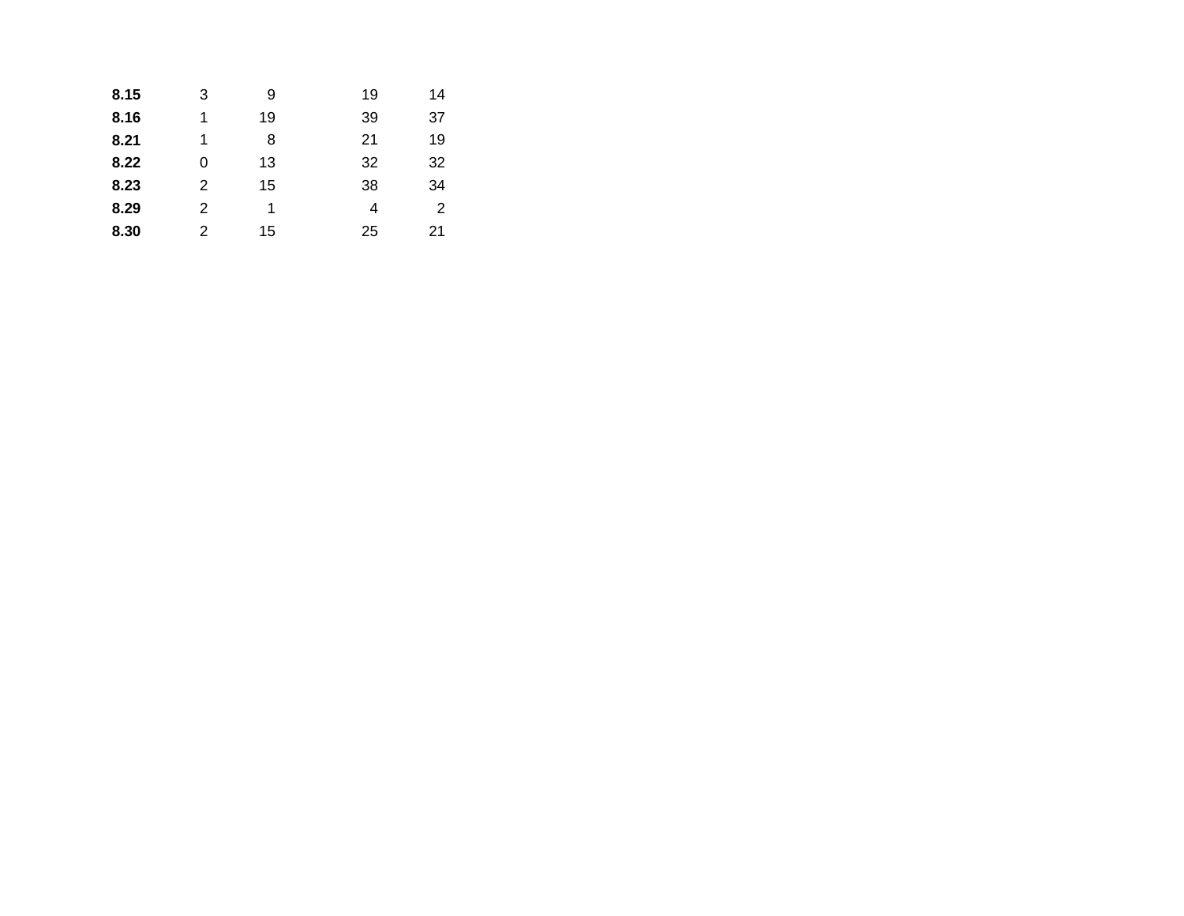| | | | | |
|---|---|---|---|---|
| **8.15** | 3 | 9 | 19 | 14 |
| **8.16** | 1 | 19 | 39 | 37 |
| **8.21** | 1 | 8 | 21 | 19 |
| **8.22** | 0 | 13 | 32 | 32 |
| **8.23** | 2 | 15 | 38 | 34 |
| **8.29** | 2 | 1 | 4 | 2 |
| **8.30** | 2 | 15 | 25 | 21 |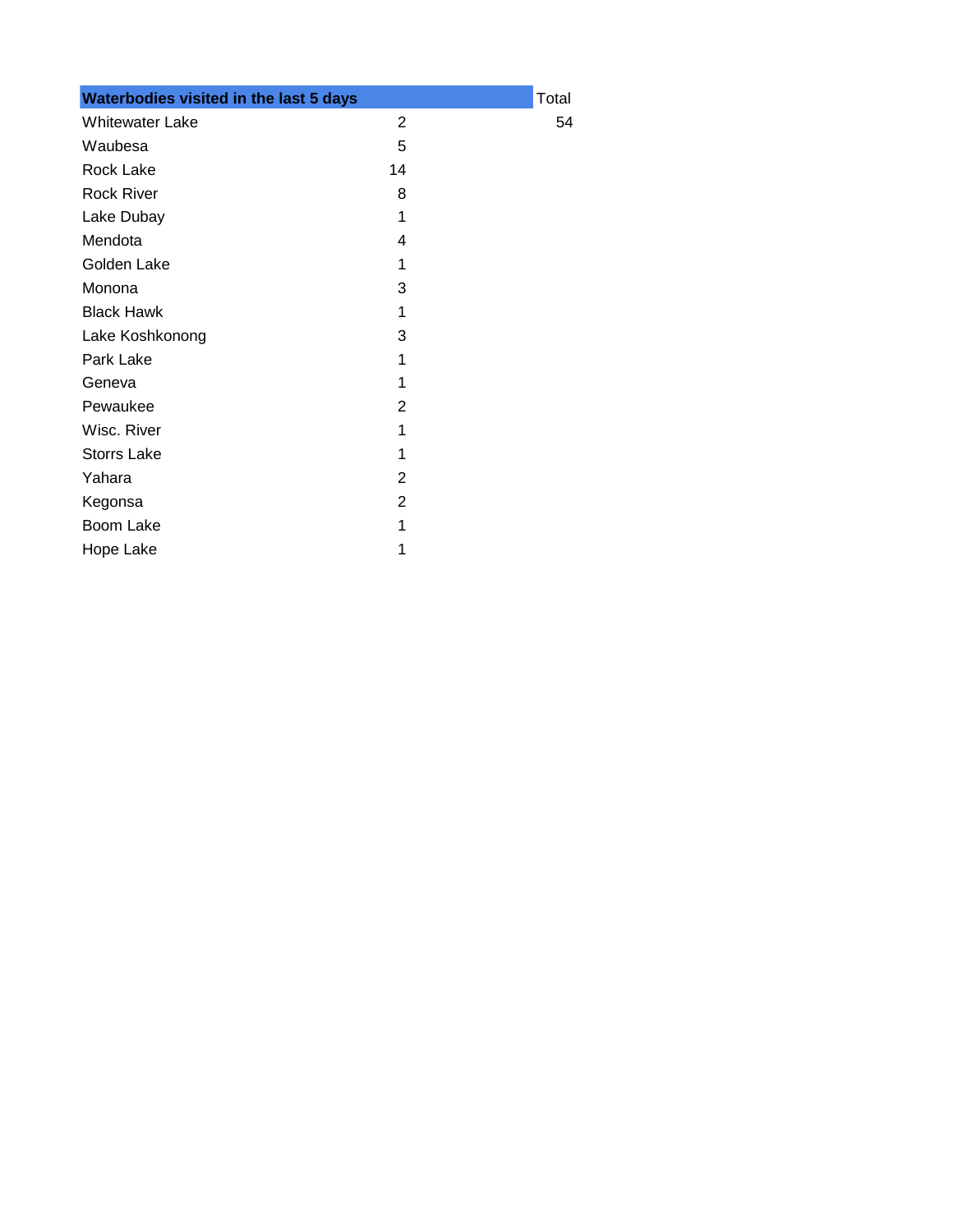| Waterbodies visited in the last 5 days | | Total |
|---|---|---|
| Whitewater Lake | 2 | 54 |
| Waubesa | 5 | |
| Rock Lake | 14 | |
| Rock River | 8 | |
| Lake Dubay | 1 | |
| Mendota | 4 | |
| Golden Lake | 1 | |
| Monona | 3 | |
| Black Hawk | 1 | |
| Lake Koshkonong | 3 | |
| Park Lake | 1 | |
| Geneva | 1 | |
| Pewaukee | 2 | |
| Wisc. River | 1 | |
| Storrs Lake | 1 | |
| Yahara | 2 | |
| Kegonsa | 2 | |
| Boom Lake | 1 | |
| Hope Lake | 1 | |